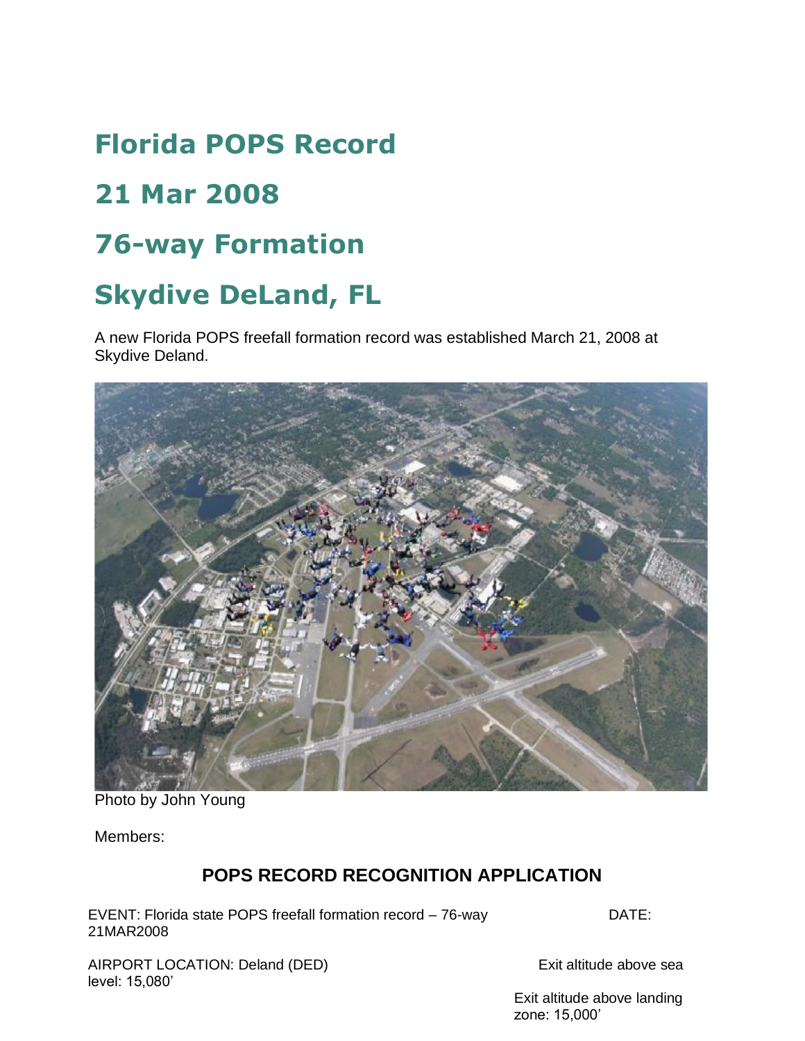# Florida POPS Record

# 21 Mar 2008

# 76-way Formation

# Skydive DeLand, FL

A new Florida POPS freefall formation record was established March 21, 2008 at Skydive Deland.

Photo by John Young

Members:

## POPS RECORD RECOGNITION APPLICATION

EVENT: Florida state POPS freefall formation record – 76-way DATE: 21MAR2008

AIRPORT LOCATION: Deland (DED) Exit altitude above sea level: 15,080'

Exit altitude above landing zone: 15,000'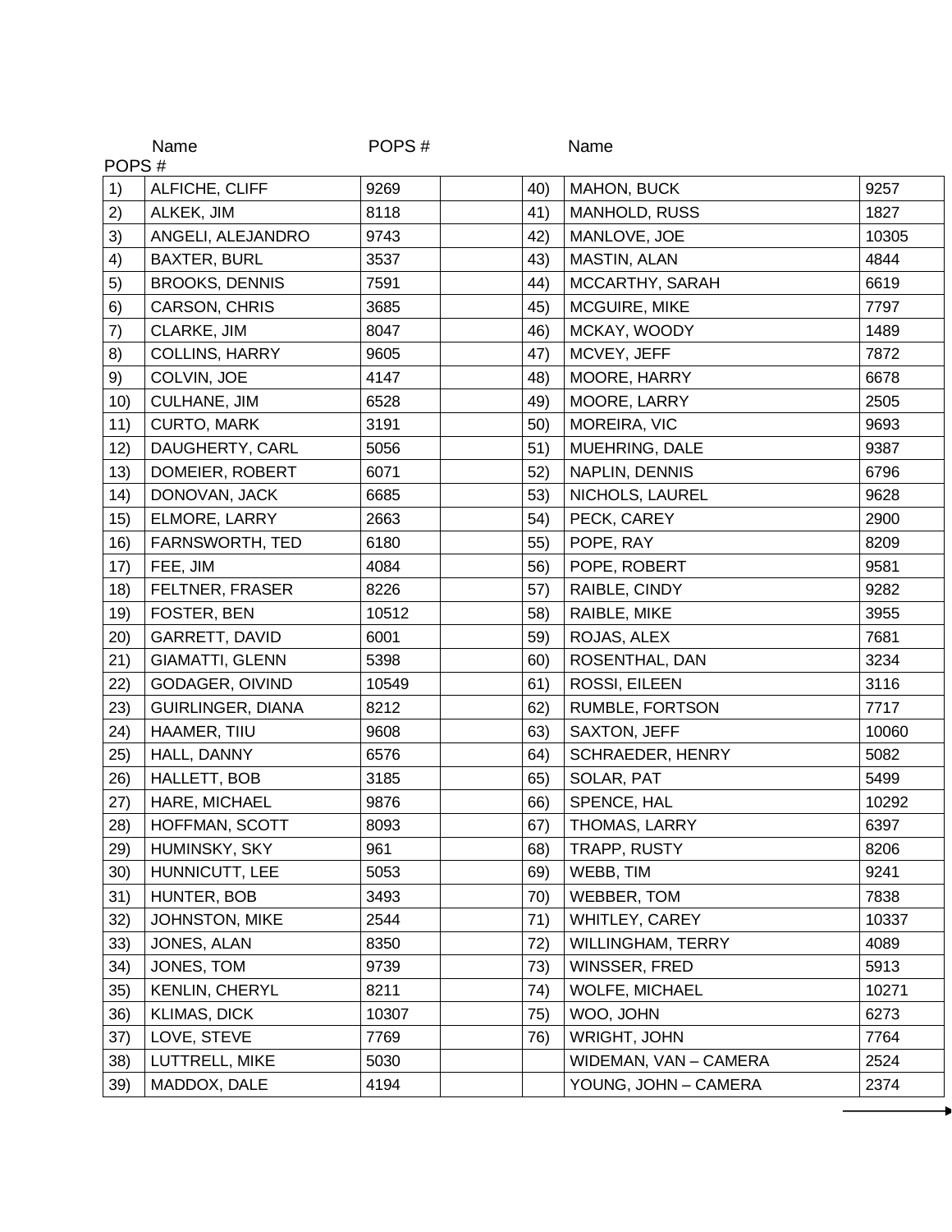| | Name | POPS # | | | Name | POPS # |
|---|---|---|---|---|---|---|
| 1) | ALFICHE, CLIFF | 9269 | | 40) | MAHON, BUCK | 9257 |
| 2) | ALKEK, JIM | 8118 | | 41) | MANHOLD, RUSS | 1827 |
| 3) | ANGELI, ALEJANDRO | 9743 | | 42) | MANLOVE, JOE | 10305 |
| 4) | BAXTER, BURL | 3537 | | 43) | MASTIN, ALAN | 4844 |
| 5) | BROOKS, DENNIS | 7591 | | 44) | MCCARTHY, SARAH | 6619 |
| 6) | CARSON, CHRIS | 3685 | | 45) | MCGUIRE, MIKE | 7797 |
| 7) | CLARKE, JIM | 8047 | | 46) | MCKAY, WOODY | 1489 |
| 8) | COLLINS, HARRY | 9605 | | 47) | MCVEY, JEFF | 7872 |
| 9) | COLVIN, JOE | 4147 | | 48) | MOORE, HARRY | 6678 |
| 10) | CULHANE, JIM | 6528 | | 49) | MOORE, LARRY | 2505 |
| 11) | CURTO, MARK | 3191 | | 50) | MOREIRA, VIC | 9693 |
| 12) | DAUGHERTY, CARL | 5056 | | 51) | MUEHRING, DALE | 9387 |
| 13) | DOMEIER, ROBERT | 6071 | | 52) | NAPLIN, DENNIS | 6796 |
| 14) | DONOVAN, JACK | 6685 | | 53) | NICHOLS, LAUREL | 9628 |
| 15) | ELMORE, LARRY | 2663 | | 54) | PECK, CAREY | 2900 |
| 16) | FARNSWORTH, TED | 6180 | | 55) | POPE, RAY | 8209 |
| 17) | FEE, JIM | 4084 | | 56) | POPE, ROBERT | 9581 |
| 18) | FELTNER, FRASER | 8226 | | 57) | RAIBLE, CINDY | 9282 |
| 19) | FOSTER, BEN | 10512 | | 58) | RAIBLE, MIKE | 3955 |
| 20) | GARRETT, DAVID | 6001 | | 59) | ROJAS, ALEX | 7681 |
| 21) | GIAMATTI, GLENN | 5398 | | 60) | ROSENTHAL, DAN | 3234 |
| 22) | GODAGER, OIVIND | 10549 | | 61) | ROSSI, EILEEN | 3116 |
| 23) | GUIRLINGER, DIANA | 8212 | | 62) | RUMBLE, FORTSON | 7717 |
| 24) | HAAMER, TIIU | 9608 | | 63) | SAXTON, JEFF | 10060 |
| 25) | HALL, DANNY | 6576 | | 64) | SCHRAEDER, HENRY | 5082 |
| 26) | HALLETT, BOB | 3185 | | 65) | SOLAR, PAT | 5499 |
| 27) | HARE, MICHAEL | 9876 | | 66) | SPENCE, HAL | 10292 |
| 28) | HOFFMAN, SCOTT | 8093 | | 67) | THOMAS, LARRY | 6397 |
| 29) | HUMINSKY, SKY | 961 | | 68) | TRAPP, RUSTY | 8206 |
| 30) | HUNNICUTT, LEE | 5053 | | 69) | WEBB, TIM | 9241 |
| 31) | HUNTER, BOB | 3493 | | 70) | WEBBER, TOM | 7838 |
| 32) | JOHNSTON, MIKE | 2544 | | 71) | WHITLEY, CAREY | 10337 |
| 33) | JONES, ALAN | 8350 | | 72) | WILLINGHAM, TERRY | 4089 |
| 34) | JONES, TOM | 9739 | | 73) | WINSSER, FRED | 5913 |
| 35) | KENLIN, CHERYL | 8211 | | 74) | WOLFE, MICHAEL | 10271 |
| 36) | KLIMAS, DICK | 10307 | | 75) | WOO, JOHN | 6273 |
| 37) | LOVE, STEVE | 7769 | | 76) | WRIGHT, JOHN | 7764 |
| 38) | LUTTRELL, MIKE | 5030 | | | WIDEMAN, VAN – CAMERA | 2524 |
| 39) | MADDOX, DALE | 4194 | | | YOUNG, JOHN – CAMERA | 2374 |